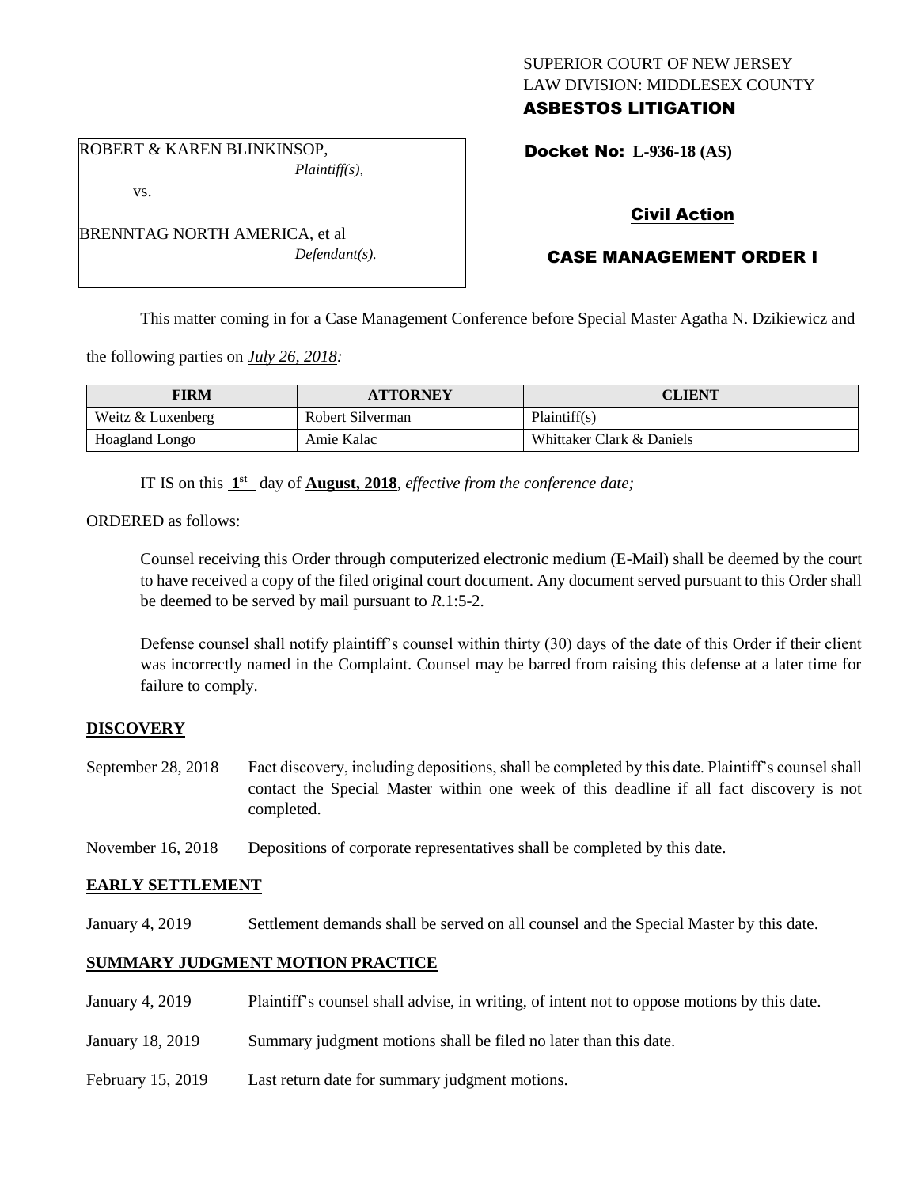SUPERIOR COURT OF NEW JERSEY
LAW DIVISION: MIDDLESEX COUNTY
**ASBESTOS LITIGATION**

ROBERT & KAREN BLINKINSOP,
*Plaintiff(s),*

vs.

BRENNTAG NORTH AMERICA, et al
*Defendant(s).*

**Docket No: L-936-18 (AS)**

**Civil Action**

**CASE MANAGEMENT ORDER I**

This matter coming in for a Case Management Conference before Special Master Agatha N. Dzikiewicz and the following parties on *July 26, 2018:*

| FIRM | ATTORNEY | CLIENT |
|---|---|---|
| Weitz & Luxenberg | Robert Silverman | Plaintiff(s) |
| Hoagland Longo | Amie Kalac | Whittaker Clark & Daniels |

IT IS on this **1st** day of **August, 2018**, *effective from the conference date;*

ORDERED as follows:

Counsel receiving this Order through computerized electronic medium (E-Mail) shall be deemed by the court to have received a copy of the filed original court document. Any document served pursuant to this Order shall be deemed to be served by mail pursuant to *R*.1:5-2.

Defense counsel shall notify plaintiff's counsel within thirty (30) days of the date of this Order if their client was incorrectly named in the Complaint. Counsel may be barred from raising this defense at a later time for failure to comply.

**DISCOVERY**

September 28, 2018 — Fact discovery, including depositions, shall be completed by this date. Plaintiff's counsel shall contact the Special Master within one week of this deadline if all fact discovery is not completed.

November 16, 2018 — Depositions of corporate representatives shall be completed by this date.

**EARLY SETTLEMENT**

January 4, 2019 — Settlement demands shall be served on all counsel and the Special Master by this date.

**SUMMARY JUDGMENT MOTION PRACTICE**

January 4, 2019 — Plaintiff's counsel shall advise, in writing, of intent not to oppose motions by this date.

January 18, 2019 — Summary judgment motions shall be filed no later than this date.

February 15, 2019 — Last return date for summary judgment motions.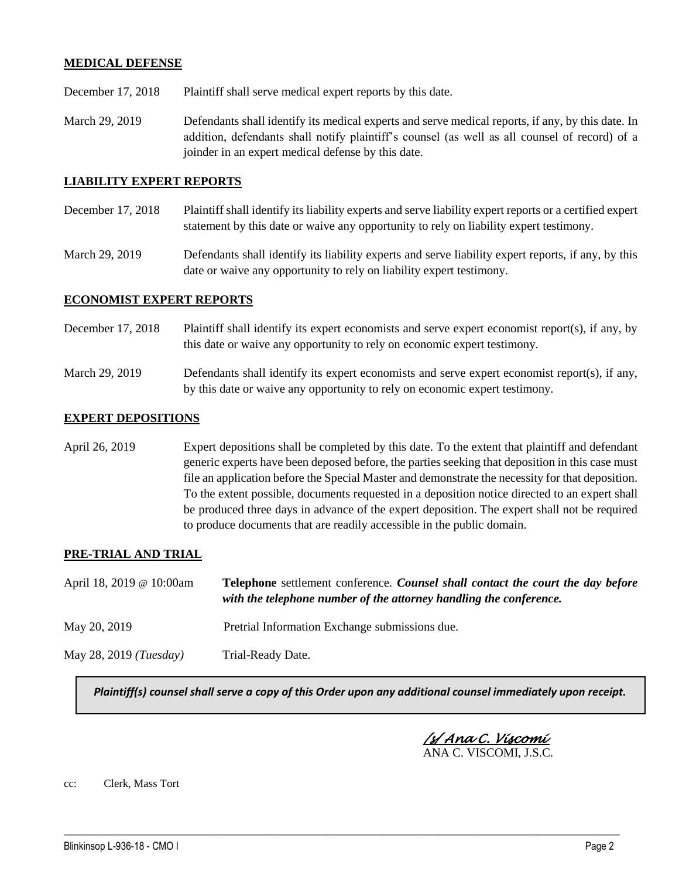## MEDICAL DEFENSE

| | |
|---|---|
| December 17, 2018 | Plaintiff shall serve medical expert reports by this date. |
| March 29, 2019 | Defendants shall identify its medical experts and serve medical reports, if any, by this date. In addition, defendants shall notify plaintiff's counsel (as well as all counsel of record) of a joinder in an expert medical defense by this date. |

## LIABILITY EXPERT REPORTS

| | |
|---|---|
| December 17, 2018 | Plaintiff shall identify its liability experts and serve liability expert reports or a certified expert statement by this date or waive any opportunity to rely on liability expert testimony. |
| March 29, 2019 | Defendants shall identify its liability experts and serve liability expert reports, if any, by this date or waive any opportunity to rely on liability expert testimony. |

## ECONOMIST EXPERT REPORTS

| | |
|---|---|
| December 17, 2018 | Plaintiff shall identify its expert economists and serve expert economist report(s), if any, by this date or waive any opportunity to rely on economic expert testimony. |
| March 29, 2019 | Defendants shall identify its expert economists and serve expert economist report(s), if any, by this date or waive any opportunity to rely on economic expert testimony. |

## EXPERT DEPOSITIONS

| | |
|---|---|
| April 26, 2019 | Expert depositions shall be completed by this date. To the extent that plaintiff and defendant generic experts have been deposed before, the parties seeking that deposition in this case must file an application before the Special Master and demonstrate the necessity for that deposition. To the extent possible, documents requested in a deposition notice directed to an expert shall be produced three days in advance of the expert deposition. The expert shall not be required to produce documents that are readily accessible in the public domain. |

## PRE-TRIAL AND TRIAL

| | |
|---|---|
| April 18, 2019 @ 10:00am | **Telephone** settlement conference. ***Counsel shall contact the court the day before with the telephone number of the attorney handling the conference.*** |
| May 20, 2019 | Pretrial Information Exchange submissions due. |
| May 28, 2019 *(Tuesday)* | Trial-Ready Date. |

***Plaintiff(s) counsel shall serve a copy of this Order upon any additional counsel immediately upon receipt.***

*/s/ Ana C. Viscomi*
ANA C. VISCOMI, J.S.C.

cc: Clerk, Mass Tort